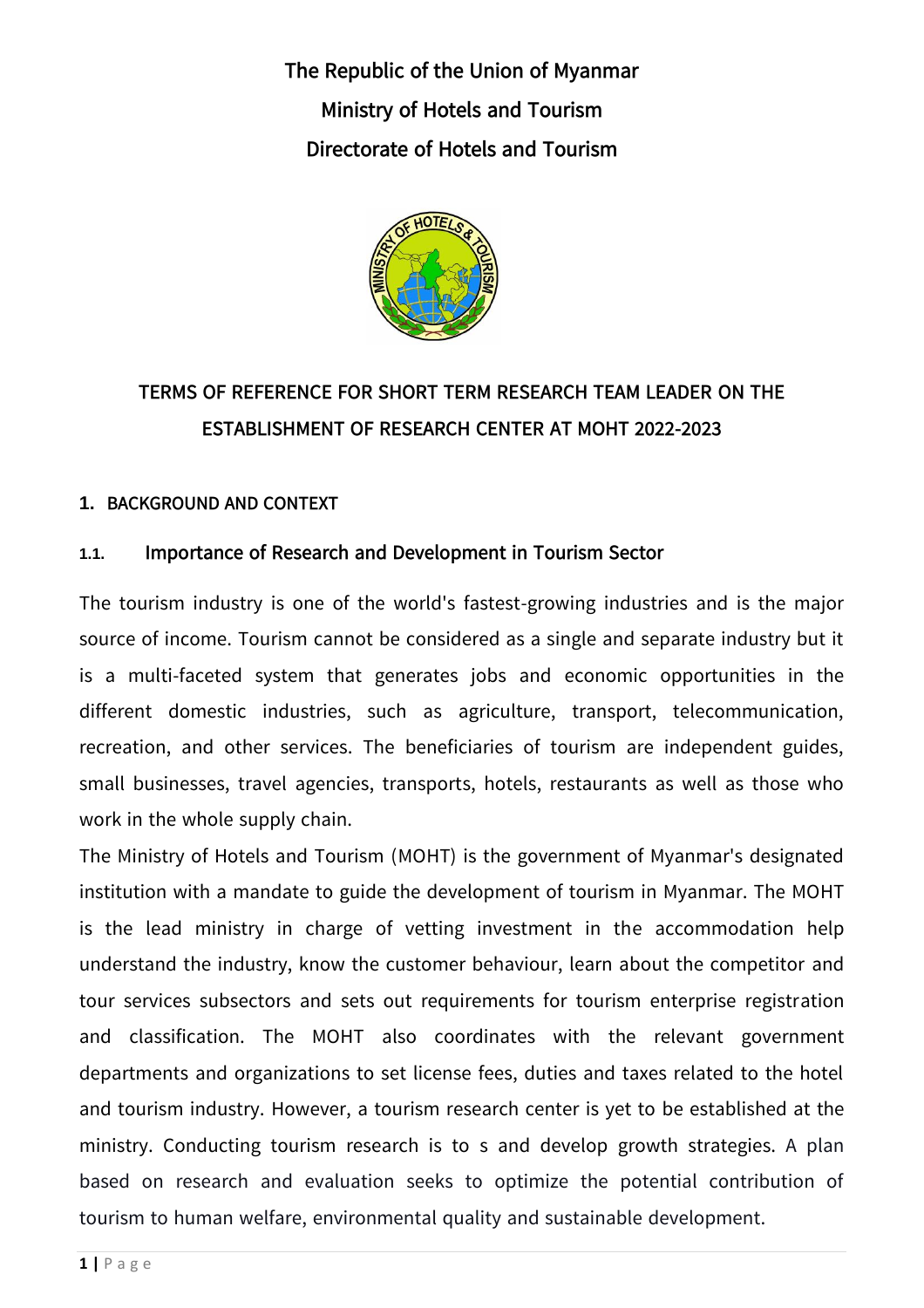# The Republic of the Union of Myanmar
# Ministry of Hotels and Tourism
# Directorate of Hotels and Tourism

## TERMS OF REFERENCE FOR SHORT TERM RESEARCH TEAM LEADER ON THE ESTABLISHMENT OF RESEARCH CENTER AT MOHT 2022-2023

### 1. BACKGROUND AND CONTEXT

#### 1.1. Importance of Research and Development in Tourism Sector

The tourism industry is one of the world's fastest-growing industries and is the major source of income. Tourism cannot be considered as a single and separate industry but it is a multi-faceted system that generates jobs and economic opportunities in the different domestic industries, such as agriculture, transport, telecommunication, recreation, and other services. The beneficiaries of tourism are independent guides, small businesses, travel agencies, transports, hotels, restaurants as well as those who work in the whole supply chain.

The Ministry of Hotels and Tourism (MOHT) is the government of Myanmar's designated institution with a mandate to guide the development of tourism in Myanmar. The MOHT is the lead ministry in charge of vetting investment in the accommodation help understand the industry, know the customer behaviour, learn about the competitor and tour services subsectors and sets out requirements for tourism enterprise registration and classification. The MOHT also coordinates with the relevant government departments and organizations to set license fees, duties and taxes related to the hotel and tourism industry. However, a tourism research center is yet to be established at the ministry. Conducting tourism research is to s and develop growth strategies. A plan based on research and evaluation seeks to optimize the potential contribution of tourism to human welfare, environmental quality and sustainable development.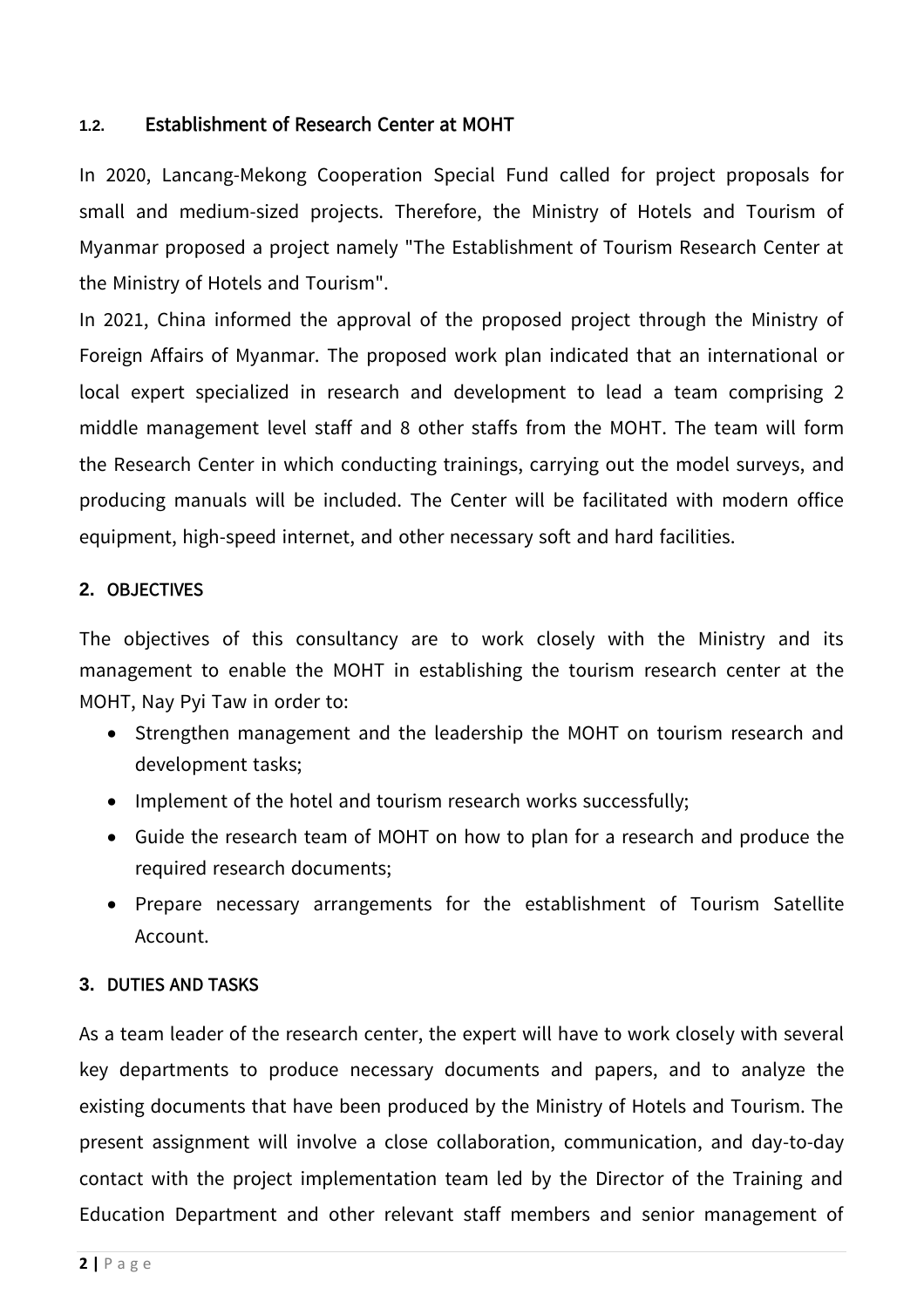### 1.2. Establishment of Research Center at MOHT

In 2020, Lancang-Mekong Cooperation Special Fund called for project proposals for small and medium-sized projects. Therefore, the Ministry of Hotels and Tourism of Myanmar proposed a project namely "The Establishment of Tourism Research Center at the Ministry of Hotels and Tourism".

In 2021, China informed the approval of the proposed project through the Ministry of Foreign Affairs of Myanmar. The proposed work plan indicated that an international or local expert specialized in research and development to lead a team comprising 2 middle management level staff and 8 other staffs from the MOHT. The team will form the Research Center in which conducting trainings, carrying out the model surveys, and producing manuals will be included. The Center will be facilitated with modern office equipment, high-speed internet, and other necessary soft and hard facilities.

## 2. OBJECTIVES

The objectives of this consultancy are to work closely with the Ministry and its management to enable the MOHT in establishing the tourism research center at the MOHT, Nay Pyi Taw in order to:

- Strengthen management and the leadership the MOHT on tourism research and development tasks;
- Implement of the hotel and tourism research works successfully;
- Guide the research team of MOHT on how to plan for a research and produce the required research documents;
- Prepare necessary arrangements for the establishment of Tourism Satellite Account.

## 3. DUTIES AND TASKS

As a team leader of the research center, the expert will have to work closely with several key departments to produce necessary documents and papers, and to analyze the existing documents that have been produced by the Ministry of Hotels and Tourism. The present assignment will involve a close collaboration, communication, and day-to-day contact with the project implementation team led by the Director of the Training and Education Department and other relevant staff members and senior management of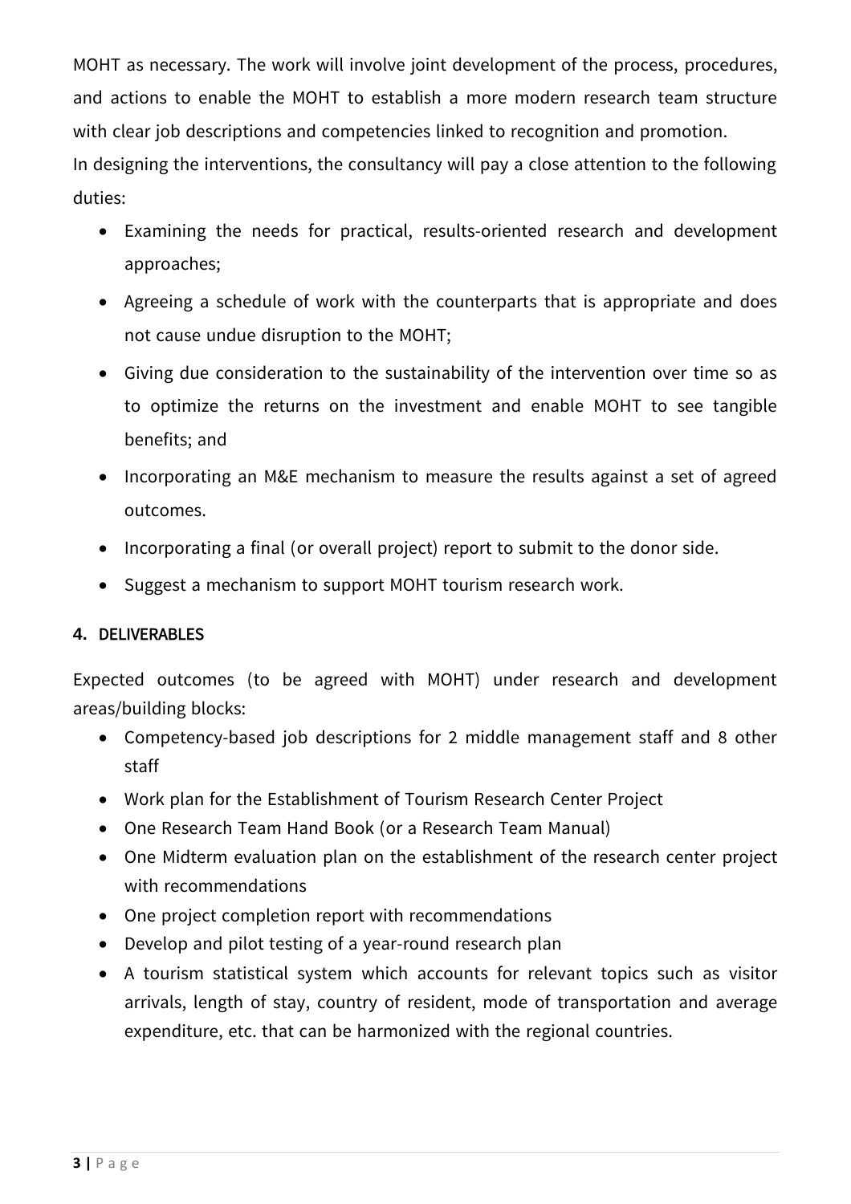MOHT as necessary. The work will involve joint development of the process, procedures, and actions to enable the MOHT to establish a more modern research team structure with clear job descriptions and competencies linked to recognition and promotion.

In designing the interventions, the consultancy will pay a close attention to the following duties:

- Examining the needs for practical, results-oriented research and development approaches;
- Agreeing a schedule of work with the counterparts that is appropriate and does not cause undue disruption to the MOHT;
- Giving due consideration to the sustainability of the intervention over time so as to optimize the returns on the investment and enable MOHT to see tangible benefits; and
- Incorporating an M&E mechanism to measure the results against a set of agreed outcomes.
- Incorporating a final (or overall project) report to submit to the donor side.
- Suggest a mechanism to support MOHT tourism research work.

## 4. DELIVERABLES

Expected outcomes (to be agreed with MOHT) under research and development areas/building blocks:

- Competency-based job descriptions for 2 middle management staff and 8 other staff
- Work plan for the Establishment of Tourism Research Center Project
- One Research Team Hand Book (or a Research Team Manual)
- One Midterm evaluation plan on the establishment of the research center project with recommendations
- One project completion report with recommendations
- Develop and pilot testing of a year-round research plan
- A tourism statistical system which accounts for relevant topics such as visitor arrivals, length of stay, country of resident, mode of transportation and average expenditure, etc. that can be harmonized with the regional countries.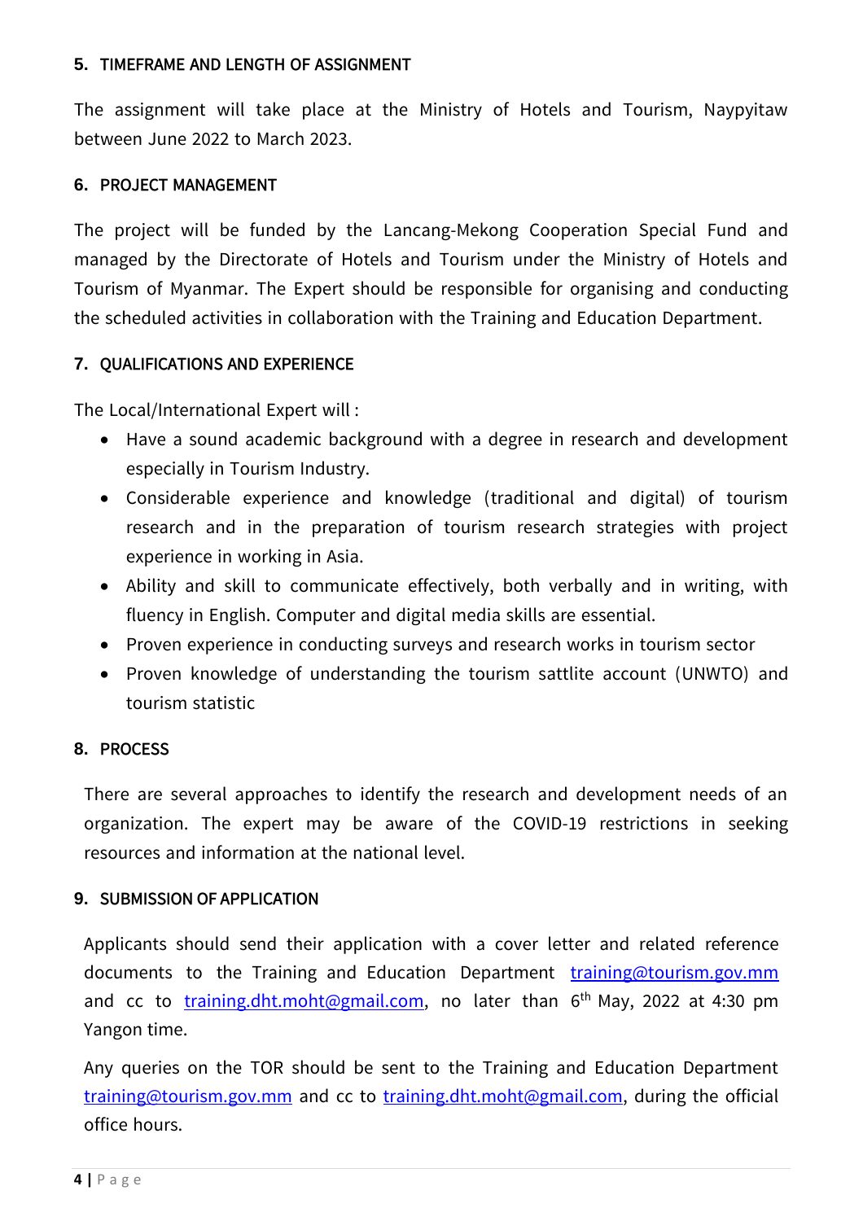## 5. TIMEFRAME AND LENGTH OF ASSIGNMENT

The assignment will take place at the Ministry of Hotels and Tourism, Naypyitaw between June 2022 to March 2023.

## 6. PROJECT MANAGEMENT

The project will be funded by the Lancang-Mekong Cooperation Special Fund and managed by the Directorate of Hotels and Tourism under the Ministry of Hotels and Tourism of Myanmar. The Expert should be responsible for organising and conducting the scheduled activities in collaboration with the Training and Education Department.

## 7. QUALIFICATIONS AND EXPERIENCE

The Local/International Expert will :

- Have a sound academic background with a degree in research and development especially in Tourism Industry.
- Considerable experience and knowledge (traditional and digital) of tourism research and in the preparation of tourism research strategies with project experience in working in Asia.
- Ability and skill to communicate effectively, both verbally and in writing, with fluency in English. Computer and digital media skills are essential.
- Proven experience in conducting surveys and research works in tourism sector
- Proven knowledge of understanding the tourism sattlite account (UNWTO) and tourism statistic

## 8. PROCESS

There are several approaches to identify the research and development needs of an organization. The expert may be aware of the COVID-19 restrictions in seeking resources and information at the national level.

## 9. SUBMISSION OF APPLICATION

Applicants should send their application with a cover letter and related reference documents to the Training and Education Department training@tourism.gov.mm and cc to training.dht.moht@gmail.com, no later than 6th May, 2022 at 4:30 pm Yangon time.

Any queries on the TOR should be sent to the Training and Education Department training@tourism.gov.mm and cc to training.dht.moht@gmail.com, during the official office hours.